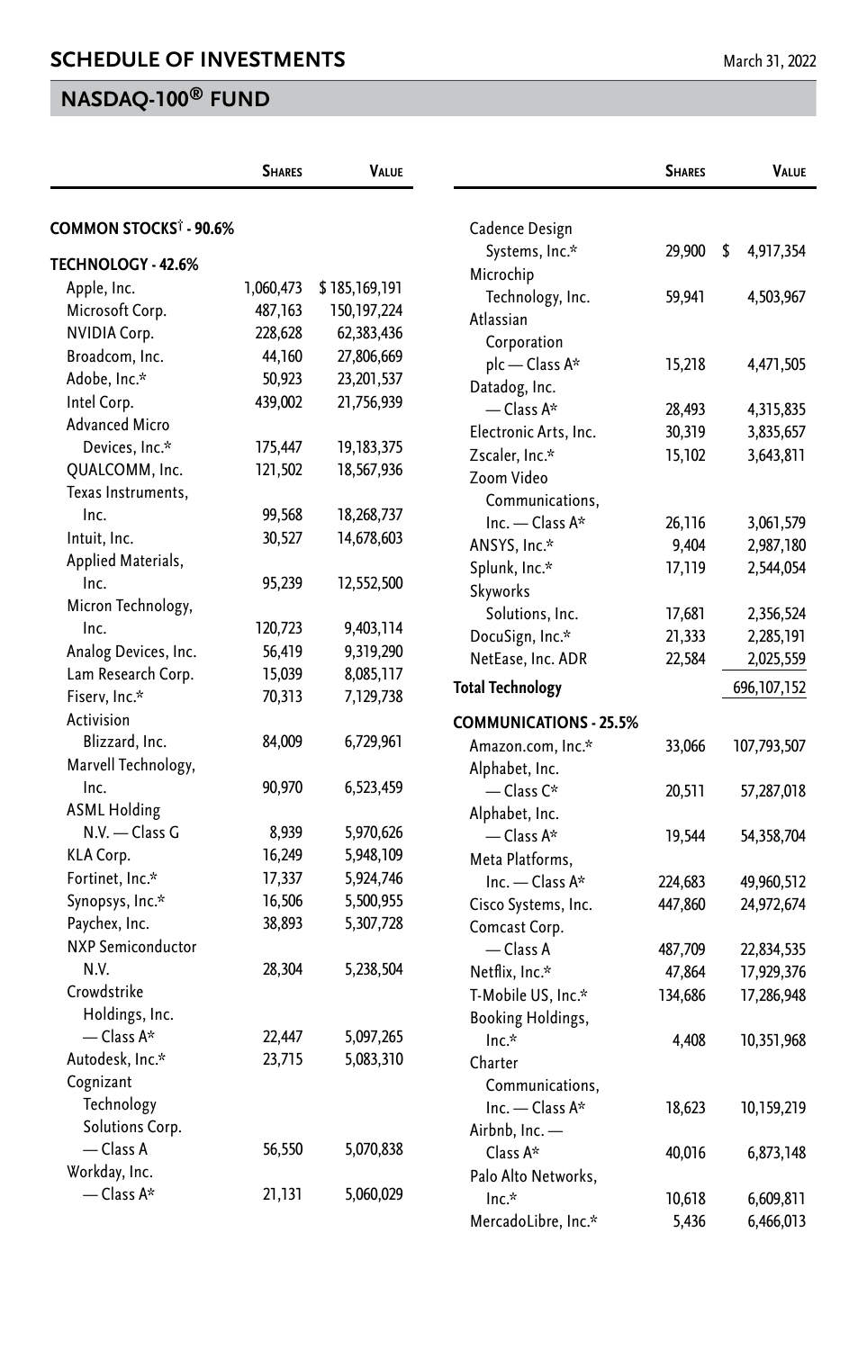# SCHEDULE OF INVESTMENTS

March 31, 2022

## NASDAQ-100® FUND

| | Shares | Value |
|---|---|---|
| **COMMON STOCKS† - 90.6%** | | |
| **TECHNOLOGY - 42.6%** | | |
| Apple, Inc. | 1,060,473 | $ 185,169,191 |
| Microsoft Corp. | 487,163 | 150,197,224 |
| NVIDIA Corp. | 228,628 | 62,383,436 |
| Broadcom, Inc. | 44,160 | 27,806,669 |
| Adobe, Inc.* | 50,923 | 23,201,537 |
| Intel Corp. | 439,002 | 21,756,939 |
| Advanced Micro Devices, Inc.* | 175,447 | 19,183,375 |
| QUALCOMM, Inc. | 121,502 | 18,567,936 |
| Texas Instruments, Inc. | 99,568 | 18,268,737 |
| Intuit, Inc. | 30,527 | 14,678,603 |
| Applied Materials, Inc. | 95,239 | 12,552,500 |
| Micron Technology, Inc. | 120,723 | 9,403,114 |
| Analog Devices, Inc. | 56,419 | 9,319,290 |
| Lam Research Corp. | 15,039 | 8,085,117 |
| Fiserv, Inc.* | 70,313 | 7,129,738 |
| Activision Blizzard, Inc. | 84,009 | 6,729,961 |
| Marvell Technology, Inc. | 90,970 | 6,523,459 |
| ASML Holding N.V. — Class G | 8,939 | 5,970,626 |
| KLA Corp. | 16,249 | 5,948,109 |
| Fortinet, Inc.* | 17,337 | 5,924,746 |
| Synopsys, Inc.* | 16,506 | 5,500,955 |
| Paychex, Inc. | 38,893 | 5,307,728 |
| NXP Semiconductor N.V. | 28,304 | 5,238,504 |
| Crowdstrike Holdings, Inc. — Class A* | 22,447 | 5,097,265 |
| Autodesk, Inc.* | 23,715 | 5,083,310 |
| Cognizant Technology Solutions Corp. — Class A | 56,550 | 5,070,838 |
| Workday, Inc. — Class A* | 21,131 | 5,060,029 |
| Cadence Design Systems, Inc.* | 29,900 | $ 4,917,354 |
| Microchip Technology, Inc. | 59,941 | 4,503,967 |
| Atlassian Corporation plc — Class A* | 15,218 | 4,471,505 |
| Datadog, Inc. — Class A* | 28,493 | 4,315,835 |
| Electronic Arts, Inc. | 30,319 | 3,835,657 |
| Zscaler, Inc.* | 15,102 | 3,643,811 |
| Zoom Video Communications, Inc. — Class A* | 26,116 | 3,061,579 |
| ANSYS, Inc.* | 9,404 | 2,987,180 |
| Splunk, Inc.* | 17,119 | 2,544,054 |
| Skyworks Solutions, Inc. | 17,681 | 2,356,524 |
| DocuSign, Inc.* | 21,333 | 2,285,191 |
| NetEase, Inc. ADR | 22,584 | 2,025,559 |
| **Total Technology** | | 696,107,152 |
| **COMMUNICATIONS - 25.5%** | | |
| Amazon.com, Inc.* | 33,066 | 107,793,507 |
| Alphabet, Inc. — Class C* | 20,511 | 57,287,018 |
| Alphabet, Inc. — Class A* | 19,544 | 54,358,704 |
| Meta Platforms, Inc. — Class A* | 224,683 | 49,960,512 |
| Cisco Systems, Inc. | 447,860 | 24,972,674 |
| Comcast Corp. — Class A | 487,709 | 22,834,535 |
| Netflix, Inc.* | 47,864 | 17,929,376 |
| T-Mobile US, Inc.* | 134,686 | 17,286,948 |
| Booking Holdings, Inc.* | 4,408 | 10,351,968 |
| Charter Communications, Inc. — Class A* | 18,623 | 10,159,219 |
| Airbnb, Inc. — Class A* | 40,016 | 6,873,148 |
| Palo Alto Networks, Inc.* | 10,618 | 6,609,811 |
| MercadoLibre, Inc.* | 5,436 | 6,466,013 |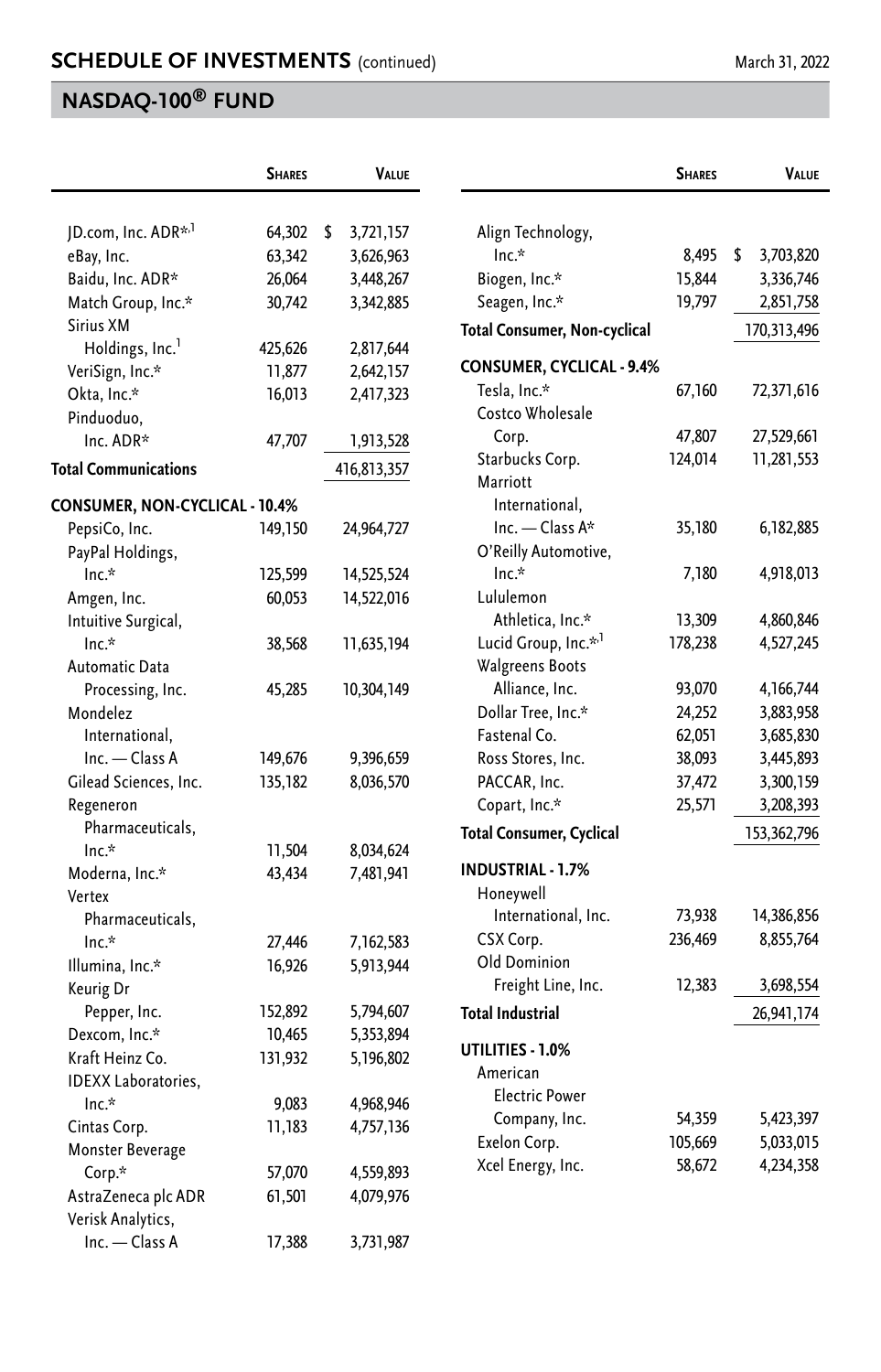## SCHEDULE OF INVESTMENTS (continued)

March 31, 2022

## NASDAQ-100® FUND

| | Shares | Value |
|---|---|---|
| JD.com, Inc. ADR*,[1] | 64,302 | $ 3,721,157 |
| eBay, Inc. | 63,342 | 3,626,963 |
| Baidu, Inc. ADR* | 26,064 | 3,448,267 |
| Match Group, Inc.* | 30,742 | 3,342,885 |
| Sirius XM Holdings, Inc.[1] | 425,626 | 2,817,644 |
| VeriSign, Inc.* | 11,877 | 2,642,157 |
| Okta, Inc.* | 16,013 | 2,417,323 |
| Pinduoduo, Inc. ADR* | 47,707 | 1,913,528 |
| **Total Communications** | | 416,813,357 |
| **CONSUMER, NON-CYCLICAL - 10.4%** | | |
| PepsiCo, Inc. | 149,150 | 24,964,727 |
| PayPal Holdings, Inc.* | 125,599 | 14,525,524 |
| Amgen, Inc. | 60,053 | 14,522,016 |
| Intuitive Surgical, Inc.* | 38,568 | 11,635,194 |
| Automatic Data Processing, Inc. | 45,285 | 10,304,149 |
| Mondelez International, Inc. — Class A | 149,676 | 9,396,659 |
| Gilead Sciences, Inc. | 135,182 | 8,036,570 |
| Regeneron Pharmaceuticals, Inc.* | 11,504 | 8,034,624 |
| Moderna, Inc.* | 43,434 | 7,481,941 |
| Vertex Pharmaceuticals, Inc.* | 27,446 | 7,162,583 |
| Illumina, Inc.* | 16,926 | 5,913,944 |
| Keurig Dr Pepper, Inc. | 152,892 | 5,794,607 |
| Dexcom, Inc.* | 10,465 | 5,353,894 |
| Kraft Heinz Co. | 131,932 | 5,196,802 |
| IDEXX Laboratories, Inc.* | 9,083 | 4,968,946 |
| Cintas Corp. | 11,183 | 4,757,136 |
| Monster Beverage Corp.* | 57,070 | 4,559,893 |
| AstraZeneca plc ADR | 61,501 | 4,079,976 |
| Verisk Analytics, Inc. — Class A | 17,388 | 3,731,987 |
| Align Technology, Inc.* | 8,495 | $ 3,703,820 |
| Biogen, Inc.* | 15,844 | 3,336,746 |
| Seagen, Inc.* | 19,797 | 2,851,758 |
| **Total Consumer, Non-cyclical** | | 170,313,496 |
| **CONSUMER, CYCLICAL - 9.4%** | | |
| Tesla, Inc.* | 67,160 | 72,371,616 |
| Costco Wholesale Corp. | 47,807 | 27,529,661 |
| Starbucks Corp. | 124,014 | 11,281,553 |
| Marriott International, Inc. — Class A* | 35,180 | 6,182,885 |
| O'Reilly Automotive, Inc.* | 7,180 | 4,918,013 |
| Lululemon Athletica, Inc.* | 13,309 | 4,860,846 |
| Lucid Group, Inc.*,[1] | 178,238 | 4,527,245 |
| Walgreens Boots Alliance, Inc. | 93,070 | 4,166,744 |
| Dollar Tree, Inc.* | 24,252 | 3,883,958 |
| Fastenal Co. | 62,051 | 3,685,830 |
| Ross Stores, Inc. | 38,093 | 3,445,893 |
| PACCAR, Inc. | 37,472 | 3,300,159 |
| Copart, Inc.* | 25,571 | 3,208,393 |
| **Total Consumer, Cyclical** | | 153,362,796 |
| **INDUSTRIAL - 1.7%** | | |
| Honeywell International, Inc. | 73,938 | 14,386,856 |
| CSX Corp. | 236,469 | 8,855,764 |
| Old Dominion Freight Line, Inc. | 12,383 | 3,698,554 |
| **Total Industrial** | | 26,941,174 |
| **UTILITIES - 1.0%** | | |
| American Electric Power Company, Inc. | 54,359 | 5,423,397 |
| Exelon Corp. | 105,669 | 5,033,015 |
| Xcel Energy, Inc. | 58,672 | 4,234,358 |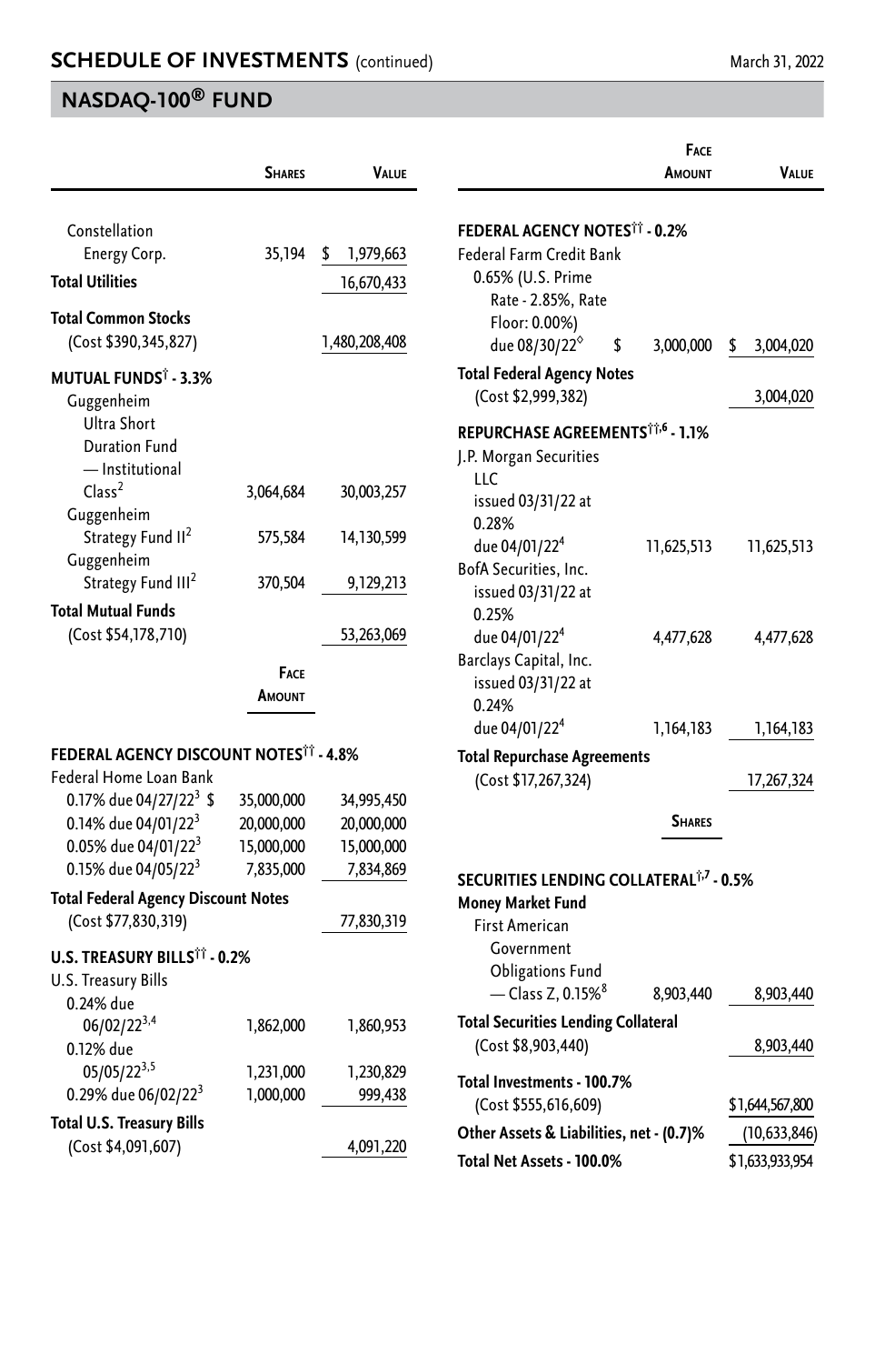## SCHEDULE OF INVESTMENTS (continued)

## NASDAQ-100® FUND

| | Shares | Value |
|---|---|---|
| Constellation Energy Corp. | 35,194 | $ 1,979,663 |
| **Total Utilities** | | 16,670,433 |
| **Total Common Stocks** (Cost $390,345,827) | | 1,480,208,408 |
| **MUTUAL FUNDS† - 3.3%** | | |
| Guggenheim Ultra Short Duration Fund — Institutional Class[2] | 3,064,684 | 30,003,257 |
| Guggenheim Strategy Fund II[2] | 575,584 | 14,130,599 |
| Guggenheim Strategy Fund III[2] | 370,504 | 9,129,213 |
| **Total Mutual Funds** (Cost $54,178,710) | | 53,263,069 |

| | Face Amount | Value |
|---|---|---|
| **FEDERAL AGENCY DISCOUNT NOTES†† - 4.8%** | | |
| Federal Home Loan Bank | | |
| 0.17% due 04/27/22[3] | $ 35,000,000 | 34,995,450 |
| 0.14% due 04/01/22[3] | 20,000,000 | 20,000,000 |
| 0.05% due 04/01/22[3] | 15,000,000 | 15,000,000 |
| 0.15% due 04/05/22[3] | 7,835,000 | 7,834,869 |
| **Total Federal Agency Discount Notes** (Cost $77,830,319) | | 77,830,319 |
| **U.S. TREASURY BILLS†† - 0.2%** | | |
| U.S. Treasury Bills | | |
| 0.24% due 06/02/22[3,4] | 1,862,000 | 1,860,953 |
| 0.12% due 05/05/22[3,5] | 1,231,000 | 1,230,829 |
| 0.29% due 06/02/22[3] | 1,000,000 | 999,438 |
| **Total U.S. Treasury Bills** (Cost $4,091,607) | | 4,091,220 |
| **FEDERAL AGENCY NOTES†† - 0.2%** | | |
| Federal Farm Credit Bank 0.65% (U.S. Prime Rate - 2.85%, Rate Floor: 0.00%) due 08/30/22◊ | $ 3,000,000 | $ 3,004,020 |
| **Total Federal Agency Notes** (Cost $2,999,382) | | 3,004,020 |
| **REPURCHASE AGREEMENTS††,6 - 1.1%** | | |
| J.P. Morgan Securities LLC issued 03/31/22 at 0.28% due 04/01/22[4] | 11,625,513 | 11,625,513 |
| BofA Securities, Inc. issued 03/31/22 at 0.25% due 04/01/22[4] | 4,477,628 | 4,477,628 |
| Barclays Capital, Inc. issued 03/31/22 at 0.24% due 04/01/22[4] | 1,164,183 | 1,164,183 |
| **Total Repurchase Agreements** (Cost $17,267,324) | | 17,267,324 |

| | Shares | Value |
|---|---|---|
| **SECURITIES LENDING COLLATERAL†,7 - 0.5%** | | |
| **Money Market Fund** | | |
| First American Government Obligations Fund — Class Z, 0.15%[8] | 8,903,440 | 8,903,440 |
| **Total Securities Lending Collateral** (Cost $8,903,440) | | 8,903,440 |
| **Total Investments - 100.7%** (Cost $555,616,609) | | $1,644,567,800 |
| **Other Assets & Liabilities, net - (0.7)%** | | (10,633,846) |
| **Total Net Assets - 100.0%** | | $1,633,933,954 |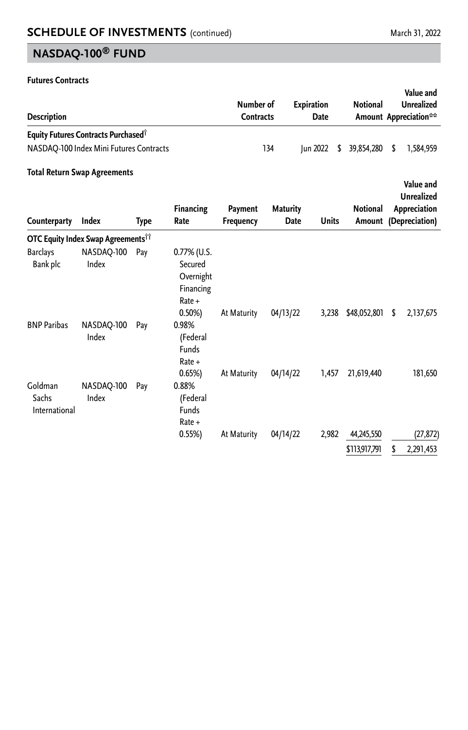## NASDAQ-100® FUND

**Futures Contracts**

| Description | Number of Contracts | Expiration Date | Notional Amount | Value and Unrealized Appreciation** |
|---|---|---|---|---|
| **Equity Futures Contracts Purchased**† | | | | |
| NASDAQ-100 Index Mini Futures Contracts | 134 | Jun 2022 | $ 39,854,280 | $ 1,584,959 |

**Total Return Swap Agreements**

| Counterparty | Index | Type | Financing Rate | Payment Frequency | Maturity Date | Units | Notional Amount | Value and Unrealized Appreciation (Depreciation) |
|---|---|---|---|---|---|---|---|---|
| **OTC Equity Index Swap Agreements**†† | | | | | | | | |
| Barclays Bank plc | NASDAQ-100 Index | Pay | 0.77% (U.S. Secured Overnight Financing Rate + 0.50%) | At Maturity | 04/13/22 | 3,238 | $48,052,801 | $ 2,137,675 |
| BNP Paribas | NASDAQ-100 Index | Pay | 0.98% (Federal Funds Rate + 0.65%) | At Maturity | 04/14/22 | 1,457 | 21,619,440 | 181,650 |
| Goldman Sachs International | NASDAQ-100 Index | Pay | 0.88% (Federal Funds Rate + 0.55%) | At Maturity | 04/14/22 | 2,982 | 44,245,550 | (27,872) |
| | | | | | | | $113,917,791 | $ 2,291,453 |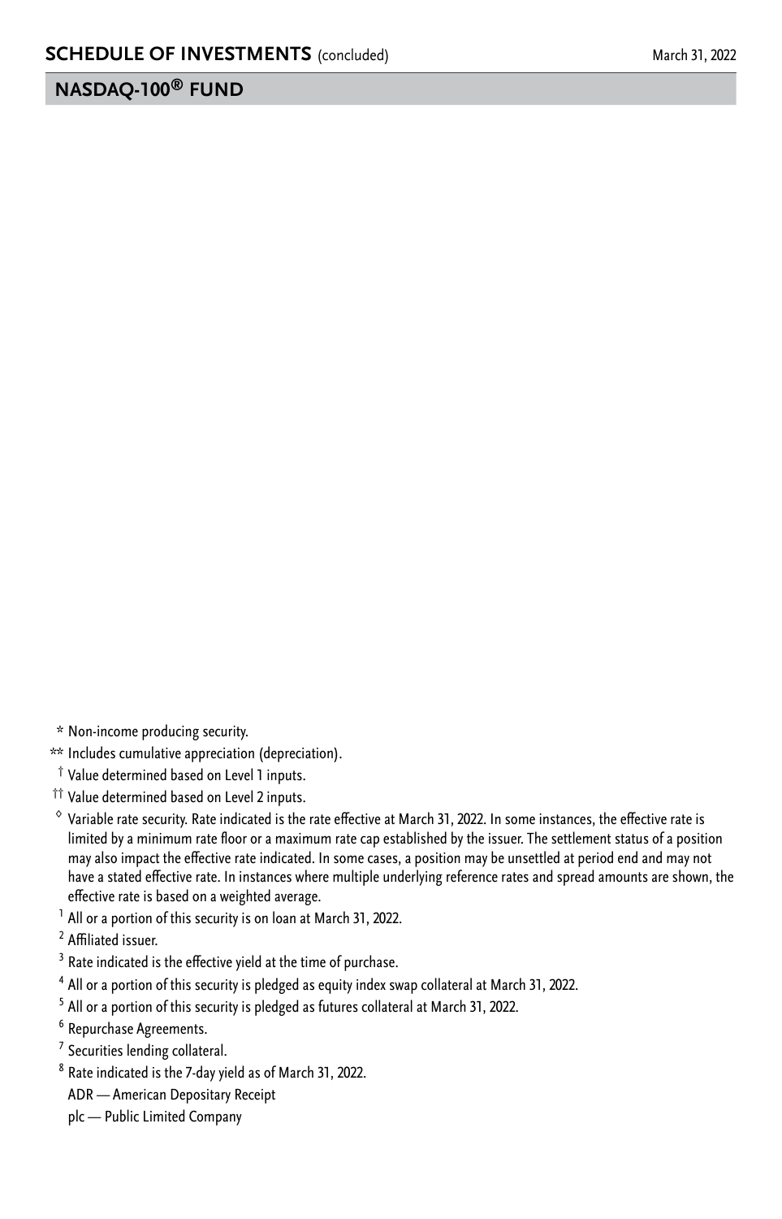## SCHEDULE OF INVESTMENTS (concluded)

March 31, 2022

## NASDAQ-100® FUND

\* Non-income producing security.

** Includes cumulative appreciation (depreciation).

† Value determined based on Level 1 inputs.

†† Value determined based on Level 2 inputs.

◊ Variable rate security. Rate indicated is the rate effective at March 31, 2022. In some instances, the effective rate is limited by a minimum rate floor or a maximum rate cap established by the issuer. The settlement status of a position may also impact the effective rate indicated. In some cases, a position may be unsettled at period end and may not have a stated effective rate. In instances where multiple underlying reference rates and spread amounts are shown, the effective rate is based on a weighted average.

[1] All or a portion of this security is on loan at March 31, 2022.

[2] Affiliated issuer.

[3] Rate indicated is the effective yield at the time of purchase.

[4] All or a portion of this security is pledged as equity index swap collateral at March 31, 2022.

[5] All or a portion of this security is pledged as futures collateral at March 31, 2022.

[6] Repurchase Agreements.

[7] Securities lending collateral.

[8] Rate indicated is the 7-day yield as of March 31, 2022.

ADR — American Depositary Receipt

plc — Public Limited Company